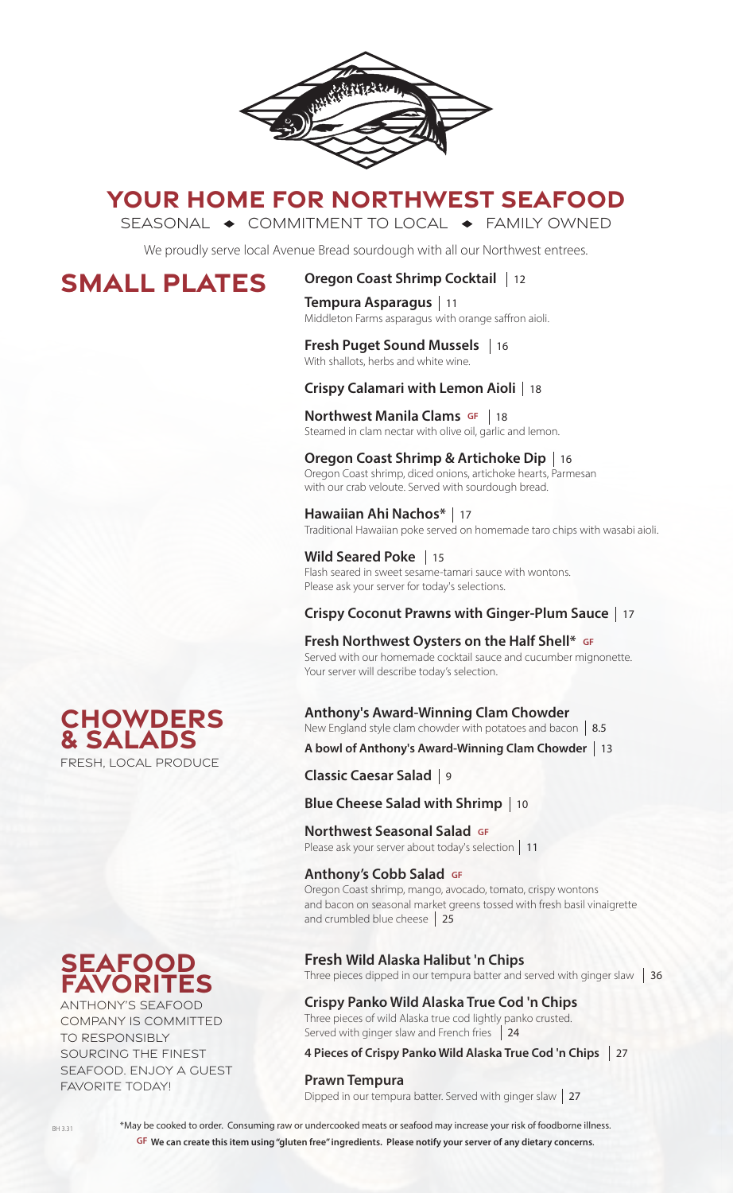# YOUR HOME FOR NORTHWEST SEAFOOD

SEASONAL ◆ COMMITMENT TO LOCAL ◆ FAMILY OWNED

We proudly serve local Avenue Bread sourdough with all our Northwest entrees.

## SMALL PLATES

**Oregon Coast Shrimp Cocktail** | 12

**Tempura Asparagus** | 11
Middleton Farms asparagus with orange saffron aioli.

**Fresh Puget Sound Mussels** | 16
With shallots, herbs and white wine.

**Crispy Calamari with Lemon Aioli** | 18

**Northwest Manila Clams** GF | 18
Steamed in clam nectar with olive oil, garlic and lemon.

**Oregon Coast Shrimp & Artichoke Dip** | 16
Oregon Coast shrimp, diced onions, artichoke hearts, Parmesan with our crab veloute. Served with sourdough bread.

**Hawaiian Ahi Nachos*** | 17
Traditional Hawaiian poke served on homemade taro chips with wasabi aioli.

**Wild Seared Poke** | 15
Flash seared in sweet sesame-tamari sauce with wontons. Please ask your server for today's selections.

**Crispy Coconut Prawns with Ginger-Plum Sauce** | 17

**Fresh Northwest Oysters on the Half Shell*** GF
Served with our homemade cocktail sauce and cucumber mignonette. Your server will describe today's selection.

## CHOWDERS & SALADS

FRESH, LOCAL PRODUCE

**Anthony's Award-Winning Clam Chowder**
New England style clam chowder with potatoes and bacon | 8.5

**A bowl of Anthony's Award-Winning Clam Chowder** | 13

**Classic Caesar Salad** | 9

**Blue Cheese Salad with Shrimp** | 10

**Northwest Seasonal Salad** GF
Please ask your server about today's selection | 11

**Anthony's Cobb Salad** GF
Oregon Coast shrimp, mango, avocado, tomato, crispy wontons and bacon on seasonal market greens tossed with fresh basil vinaigrette and crumbled blue cheese | 25

## SEAFOOD FAVORITES

ANTHONY'S SEAFOOD COMPANY IS COMMITTED TO RESPONSIBLY SOURCING THE FINEST SEAFOOD. ENJOY A GUEST FAVORITE TODAY!

**Fresh Wild Alaska Halibut 'n Chips**
Three pieces dipped in our tempura batter and served with ginger slaw | 36

**Crispy Panko Wild Alaska True Cod 'n Chips**
Three pieces of wild Alaska true cod lightly panko crusted. Served with ginger slaw and French fries | 24

**4 Pieces of Crispy Panko Wild Alaska True Cod 'n Chips** | 27

**Prawn Tempura**
Dipped in our tempura batter. Served with ginger slaw | 27

BH 3.31

*May be cooked to order. Consuming raw or undercooked meats or seafood may increase your risk of foodborne illness.

**GF We can create this item using "gluten free" ingredients. Please notify your server of any dietary concerns.**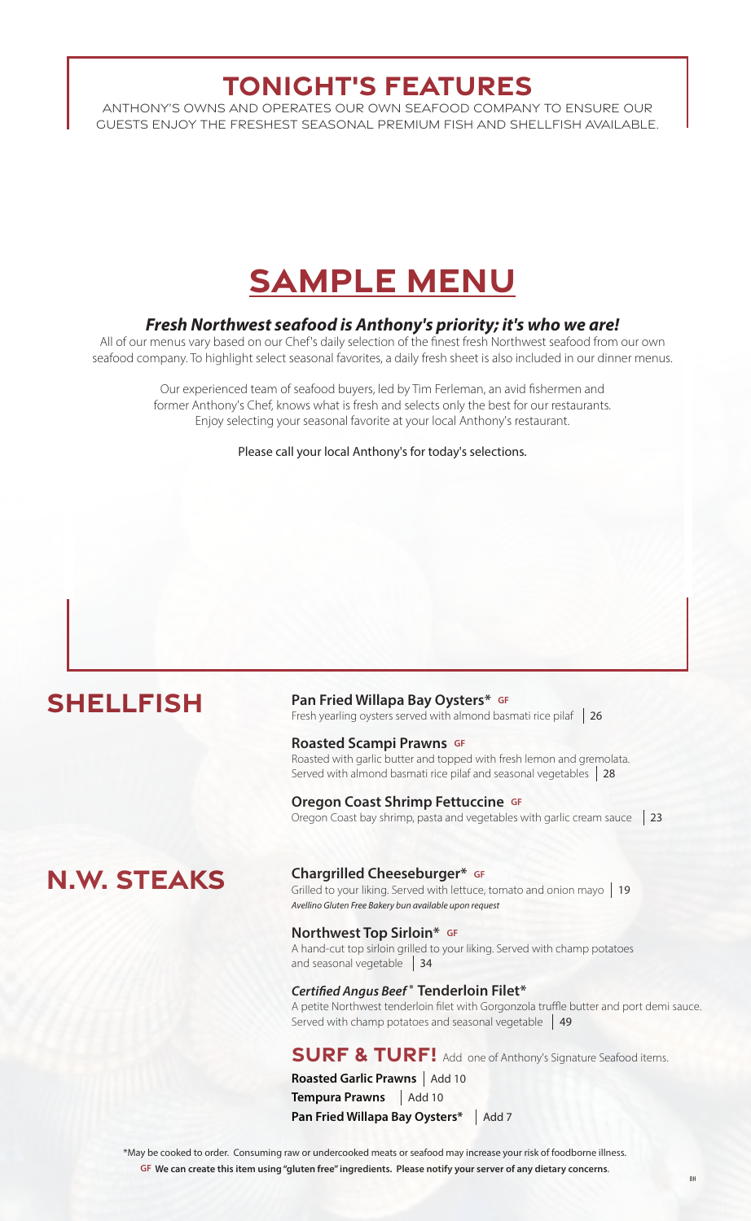# TONIGHT'S FEATURES

ANTHONY'S OWNS AND OPERATES OUR OWN SEAFOOD COMPANY TO ENSURE OUR GUESTS ENJOY THE FRESHEST SEASONAL PREMIUM FISH AND SHELLFISH AVAILABLE.

# SAMPLE MENU

***Fresh Northwest seafood is Anthony's priority; it's who we are!***

All of our menus vary based on our Chef's daily selection of the finest fresh Northwest seafood from our own seafood company. To highlight select seasonal favorites, a daily fresh sheet is also included in our dinner menus.

Our experienced team of seafood buyers, led by Tim Ferleman, an avid fishermen and former Anthony's Chef, knows what is fresh and selects only the best for our restaurants. Enjoy selecting your seasonal favorite at your local Anthony's restaurant.

Please call your local Anthony's for today's selections.

## SHELLFISH

**Pan Fried Willapa Bay Oysters\*** GF
Fresh yearling oysters served with almond basmati rice pilaf | 26

**Roasted Scampi Prawns** GF
Roasted with garlic butter and topped with fresh lemon and gremolata. Served with almond basmati rice pilaf and seasonal vegetables | 28

**Oregon Coast Shrimp Fettuccine** GF
Oregon Coast bay shrimp, pasta and vegetables with garlic cream sauce | 23

## N.W. STEAKS

**Chargrilled Cheeseburger\*** GF
Grilled to your liking. Served with lettuce, tomato and onion mayo | 19
*Avellino Gluten Free Bakery bun available upon request*

**Northwest Top Sirloin\*** GF
A hand-cut top sirloin grilled to your liking. Served with champ potatoes and seasonal vegetable | 34

***Certified Angus Beef*® Tenderloin Filet\***
A petite Northwest tenderloin filet with Gorgonzola truffle butter and port demi sauce. Served with champ potatoes and seasonal vegetable | 49

### SURF & TURF! Add one of Anthony's Signature Seafood items.

**Roasted Garlic Prawns** | Add 10
**Tempura Prawns** | Add 10
**Pan Fried Willapa Bay Oysters\*** | Add 7

\*May be cooked to order. Consuming raw or undercooked meats or seafood may increase your risk of foodborne illness.
GF **We can create this item using "gluten free" ingredients. Please notify your server of any dietary concerns**.

BH